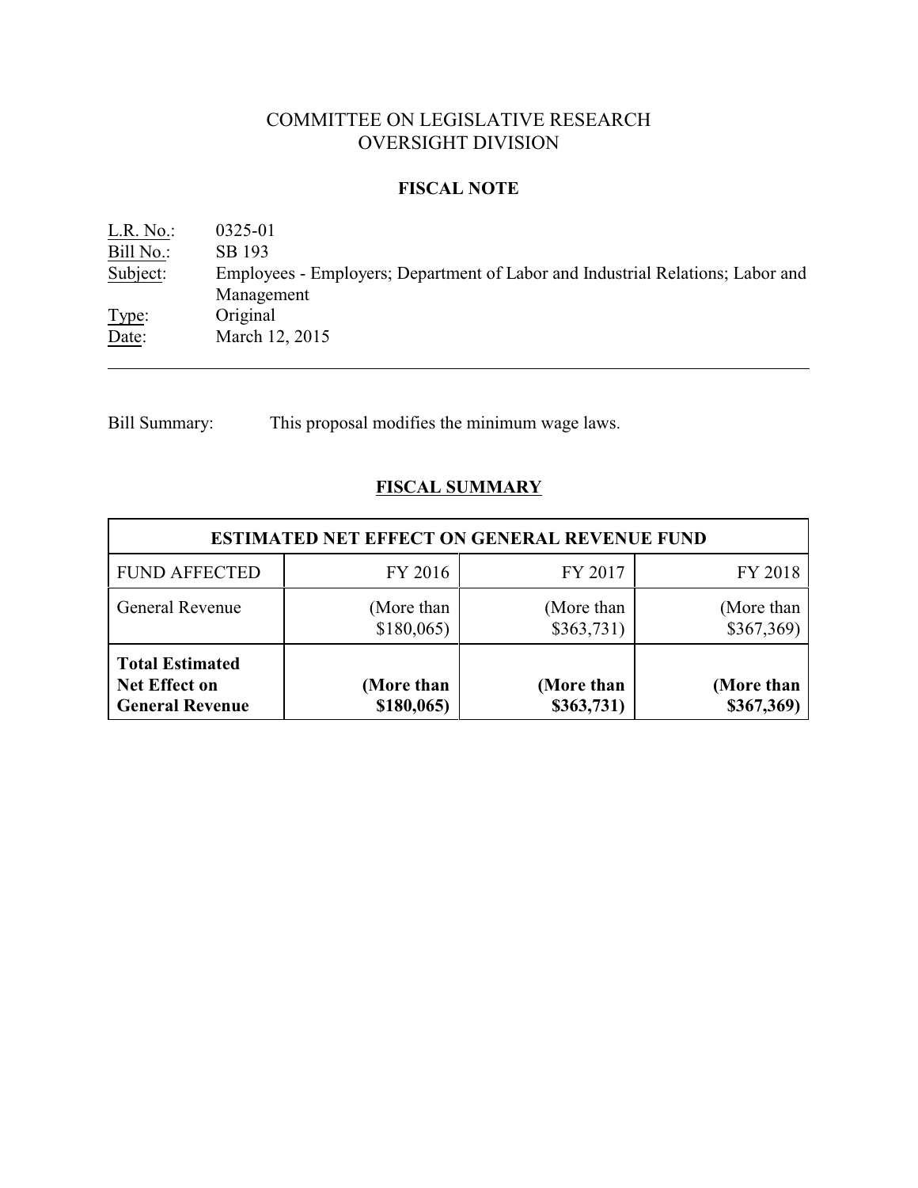# COMMITTEE ON LEGISLATIVE RESEARCH
# OVERSIGHT DIVISION

## FISCAL NOTE

L.R. No.: 0325-01
Bill No.: SB 193
Subject: Employees - Employers; Department of Labor and Industrial Relations; Labor and Management
Type: Original
Date: March 12, 2015

---

Bill Summary: This proposal modifies the minimum wage laws.

## FISCAL SUMMARY

| ESTIMATED NET EFFECT ON GENERAL REVENUE FUND | | | |
|---|---|---|---|
| FUND AFFECTED | FY 2016 | FY 2017 | FY 2018 |
| General Revenue | (More than $180,065) | (More than $363,731) | (More than $367,369) |
| **Total Estimated Net Effect on General Revenue** | **(More than $180,065)** | **(More than $363,731)** | **(More than $367,369)** |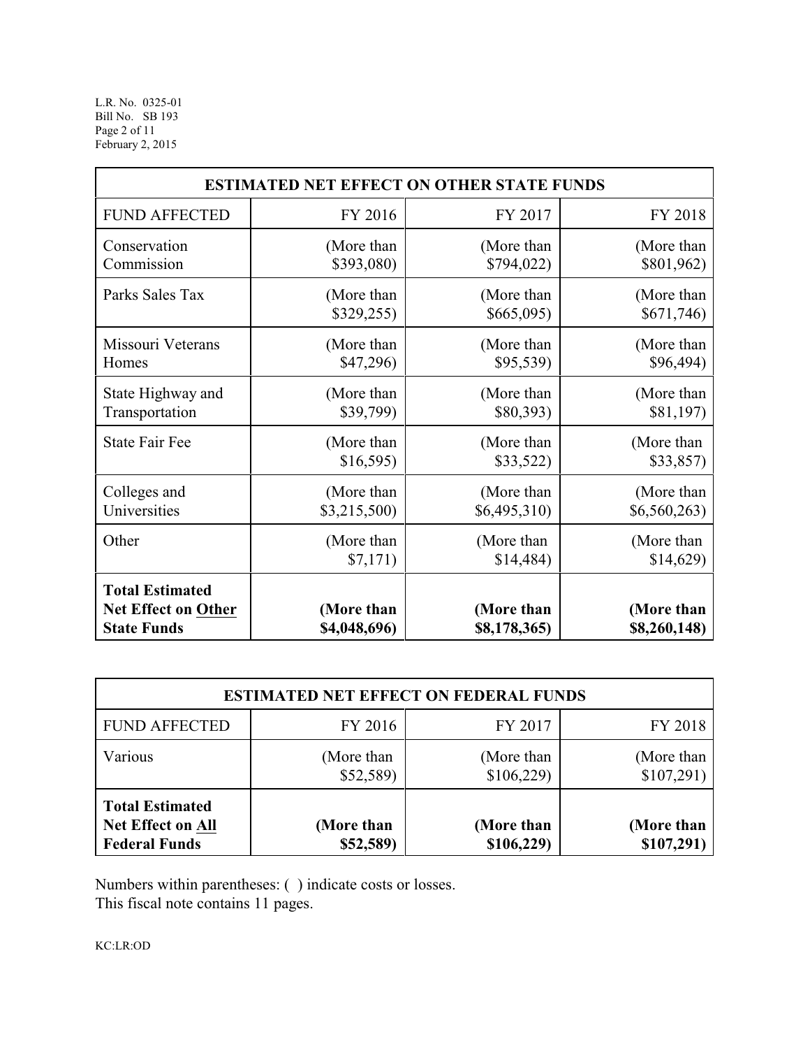| ESTIMATED NET EFFECT ON OTHER STATE FUNDS | | | |
|---|---|---|---|
| FUND AFFECTED | FY 2016 | FY 2017 | FY 2018 |
| Conservation Commission | (More than $393,080) | (More than $794,022) | (More than $801,962) |
| Parks Sales Tax | (More than $329,255) | (More than $665,095) | (More than $671,746) |
| Missouri Veterans Homes | (More than $47,296) | (More than $95,539) | (More than $96,494) |
| State Highway and Transportation | (More than $39,799) | (More than $80,393) | (More than $81,197) |
| State Fair Fee | (More than $16,595) | (More than $33,522) | (More than $33,857) |
| Colleges and Universities | (More than $3,215,500) | (More than $6,495,310) | (More than $6,560,263) |
| Other | (More than $7,171) | (More than $14,484) | (More than $14,629) |
| **Total Estimated Net Effect on Other State Funds** | **(More than $4,048,696)** | **(More than $8,178,365)** | **(More than $8,260,148)** |

| ESTIMATED NET EFFECT ON FEDERAL FUNDS | | | |
|---|---|---|---|
| FUND AFFECTED | FY 2016 | FY 2017 | FY 2018 |
| Various | (More than $52,589) | (More than $106,229) | (More than $107,291) |
| **Total Estimated Net Effect on All Federal Funds** | **(More than $52,589)** | **(More than $106,229)** | **(More than $107,291)** |

Numbers within parentheses: ( ) indicate costs or losses.
This fiscal note contains 11 pages.

KC:LR:OD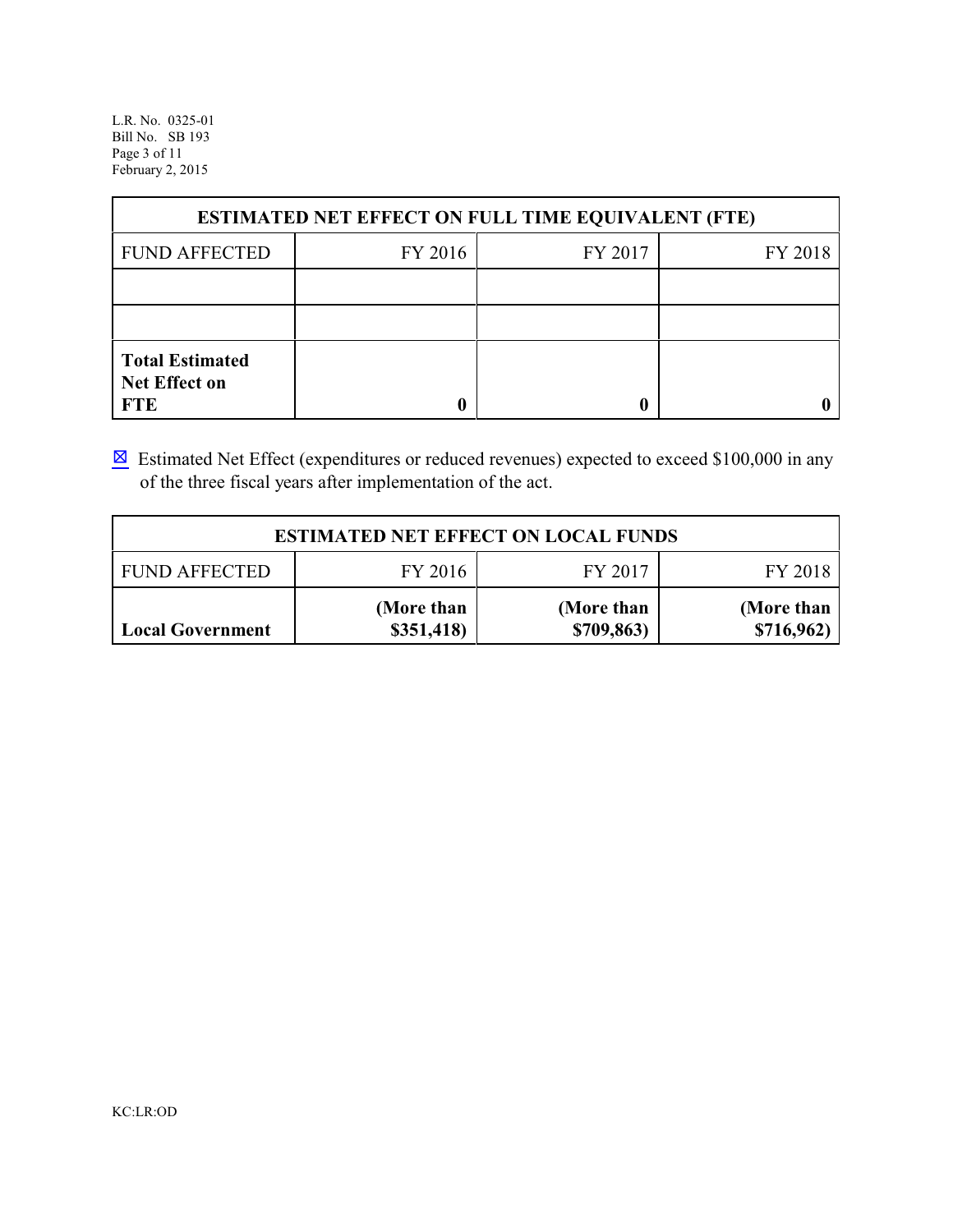| ESTIMATED NET EFFECT ON FULL TIME EQUIVALENT (FTE) | | | |
|---|---|---|---|
| FUND AFFECTED | FY 2016 | FY 2017 | FY 2018 |
| | | | |
| | | | |
| **Total Estimated Net Effect on FTE** | **0** | **0** | **0** |

☒ Estimated Net Effect (expenditures or reduced revenues) expected to exceed $100,000 in any of the three fiscal years after implementation of the act.

| ESTIMATED NET EFFECT ON LOCAL FUNDS | | | |
|---|---|---|---|
| FUND AFFECTED | FY 2016 | FY 2017 | FY 2018 |
| **Local Government** | **(More than $351,418)** | **(More than $709,863)** | **(More than $716,962)** |

KC:LR:OD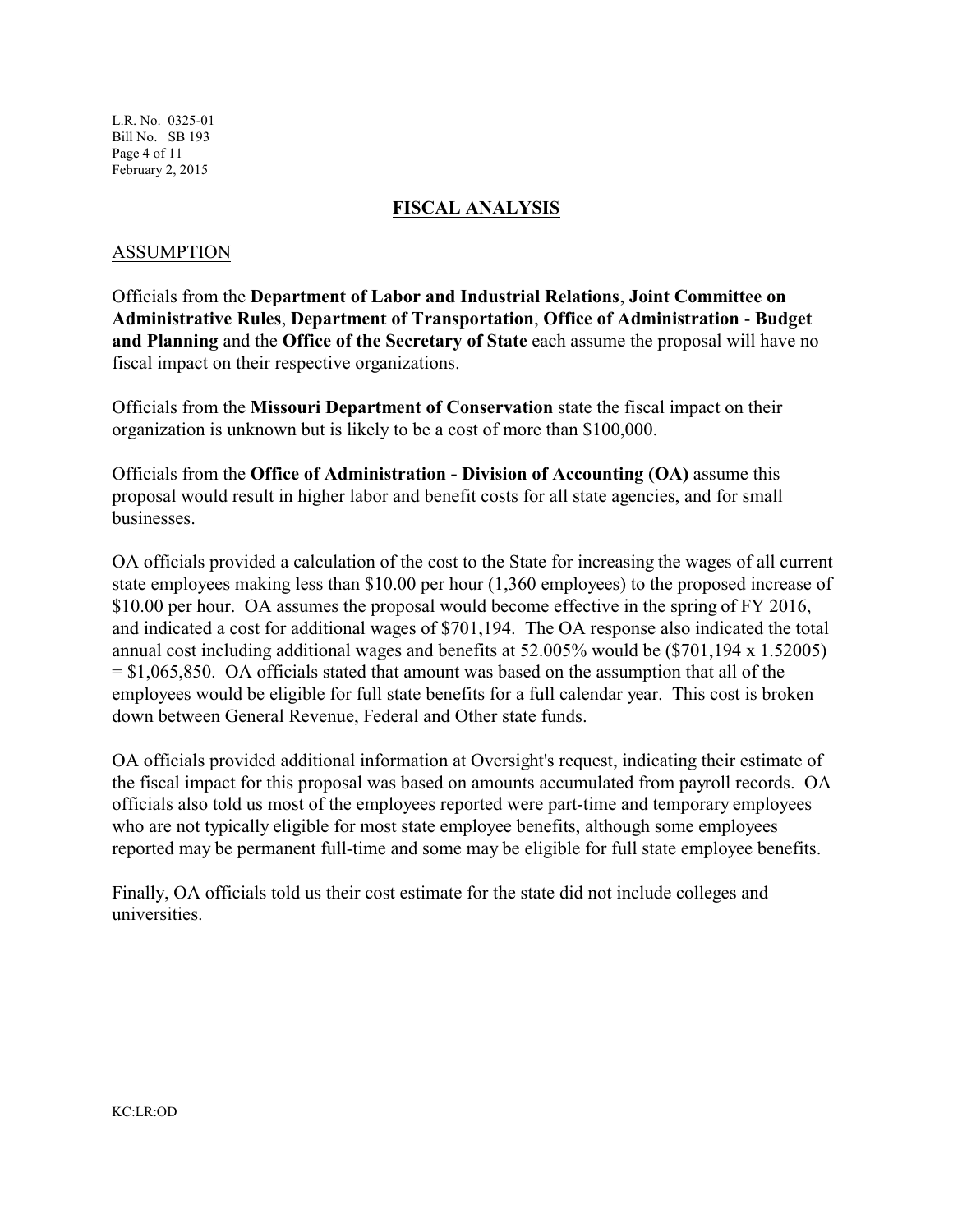## FISCAL ANALYSIS

### ASSUMPTION

Officials from the **Department of Labor and Industrial Relations**, **Joint Committee on Administrative Rules**, **Department of Transportation**, **Office of Administration** - **Budget and Planning** and the **Office of the Secretary of State** each assume the proposal will have no fiscal impact on their respective organizations.

Officials from the **Missouri Department of Conservation** state the fiscal impact on their organization is unknown but is likely to be a cost of more than $100,000.

Officials from the **Office of Administration - Division of Accounting (OA)** assume this proposal would result in higher labor and benefit costs for all state agencies, and for small businesses.

OA officials provided a calculation of the cost to the State for increasing the wages of all current state employees making less than $10.00 per hour (1,360 employees) to the proposed increase of $10.00 per hour. OA assumes the proposal would become effective in the spring of FY 2016, and indicated a cost for additional wages of $701,194. The OA response also indicated the total annual cost including additional wages and benefits at 52.005% would be ($701,194 x 1.52005) = $1,065,850. OA officials stated that amount was based on the assumption that all of the employees would be eligible for full state benefits for a full calendar year. This cost is broken down between General Revenue, Federal and Other state funds.

OA officials provided additional information at Oversight's request, indicating their estimate of the fiscal impact for this proposal was based on amounts accumulated from payroll records. OA officials also told us most of the employees reported were part-time and temporary employees who are not typically eligible for most state employee benefits, although some employees reported may be permanent full-time and some may be eligible for full state employee benefits.

Finally, OA officials told us their cost estimate for the state did not include colleges and universities.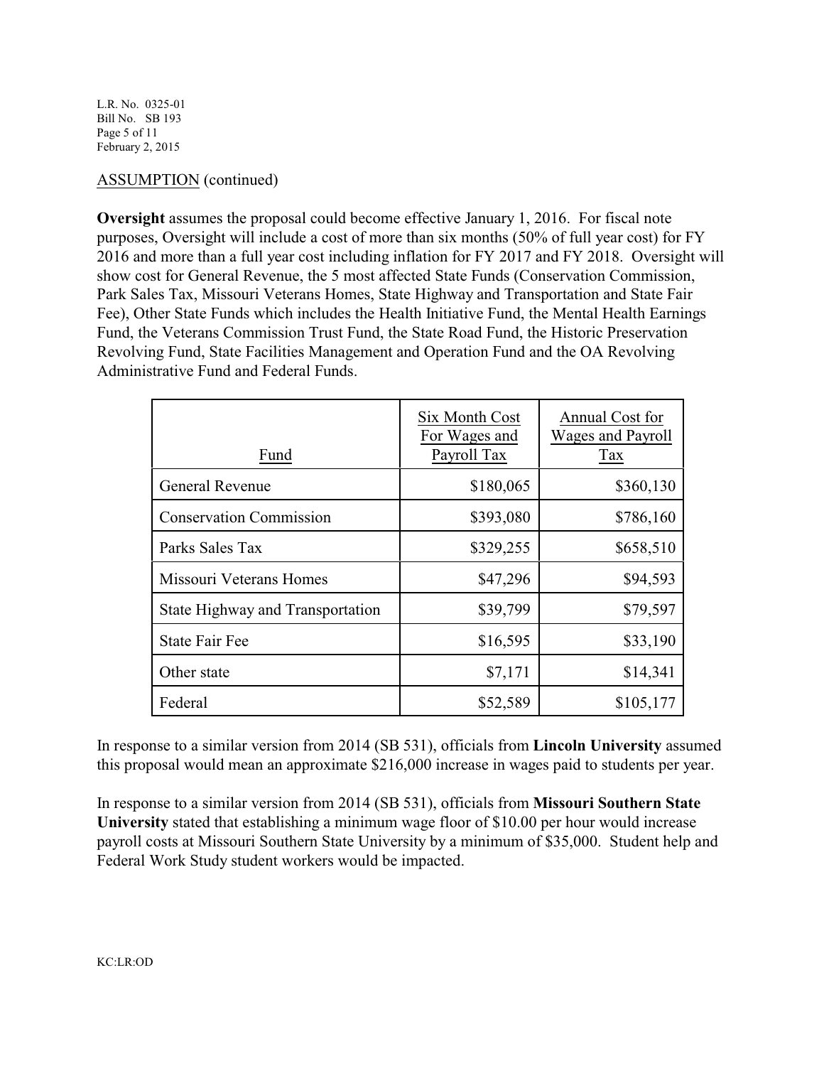ASSUMPTION (continued)

**Oversight** assumes the proposal could become effective January 1, 2016. For fiscal note purposes, Oversight will include a cost of more than six months (50% of full year cost) for FY 2016 and more than a full year cost including inflation for FY 2017 and FY 2018. Oversight will show cost for General Revenue, the 5 most affected State Funds (Conservation Commission, Park Sales Tax, Missouri Veterans Homes, State Highway and Transportation and State Fair Fee), Other State Funds which includes the Health Initiative Fund, the Mental Health Earnings Fund, the Veterans Commission Trust Fund, the State Road Fund, the Historic Preservation Revolving Fund, State Facilities Management and Operation Fund and the OA Revolving Administrative Fund and Federal Funds.

| Fund | Six Month Cost For Wages and Payroll Tax | Annual Cost for Wages and Payroll Tax |
| --- | ---: | ---: |
| General Revenue | $180,065 | $360,130 |
| Conservation Commission | $393,080 | $786,160 |
| Parks Sales Tax | $329,255 | $658,510 |
| Missouri Veterans Homes | $47,296 | $94,593 |
| State Highway and Transportation | $39,799 | $79,597 |
| State Fair Fee | $16,595 | $33,190 |
| Other state | $7,171 | $14,341 |
| Federal | $52,589 | $105,177 |

In response to a similar version from 2014 (SB 531), officials from **Lincoln University** assumed this proposal would mean an approximate $216,000 increase in wages paid to students per year.

In response to a similar version from 2014 (SB 531), officials from **Missouri Southern State University** stated that establishing a minimum wage floor of $10.00 per hour would increase payroll costs at Missouri Southern State University by a minimum of $35,000. Student help and Federal Work Study student workers would be impacted.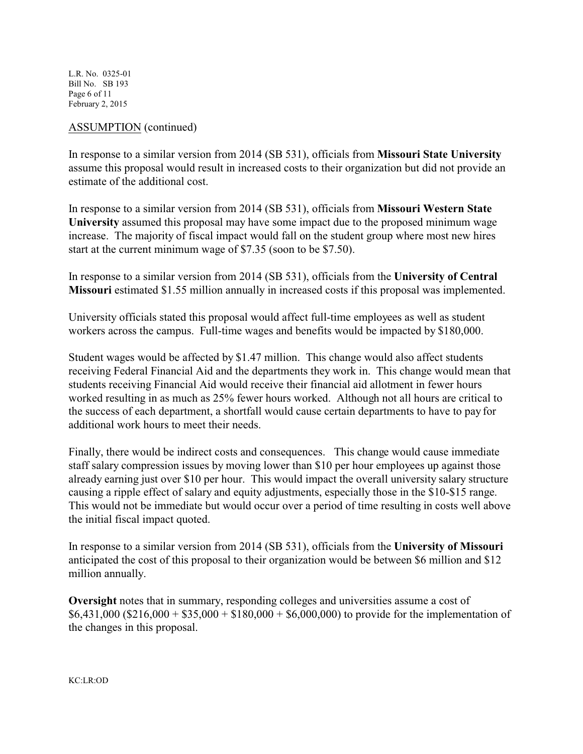ASSUMPTION (continued)

In response to a similar version from 2014 (SB 531), officials from **Missouri State University** assume this proposal would result in increased costs to their organization but did not provide an estimate of the additional cost.

In response to a similar version from 2014 (SB 531), officials from **Missouri Western State University** assumed this proposal may have some impact due to the proposed minimum wage increase. The majority of fiscal impact would fall on the student group where most new hires start at the current minimum wage of $7.35 (soon to be $7.50).

In response to a similar version from 2014 (SB 531), officials from the **University of Central Missouri** estimated $1.55 million annually in increased costs if this proposal was implemented.

University officials stated this proposal would affect full-time employees as well as student workers across the campus. Full-time wages and benefits would be impacted by $180,000.

Student wages would be affected by $1.47 million. This change would also affect students receiving Federal Financial Aid and the departments they work in. This change would mean that students receiving Financial Aid would receive their financial aid allotment in fewer hours worked resulting in as much as 25% fewer hours worked. Although not all hours are critical to the success of each department, a shortfall would cause certain departments to have to pay for additional work hours to meet their needs.

Finally, there would be indirect costs and consequences. This change would cause immediate staff salary compression issues by moving lower than $10 per hour employees up against those already earning just over $10 per hour. This would impact the overall university salary structure causing a ripple effect of salary and equity adjustments, especially those in the $10-$15 range. This would not be immediate but would occur over a period of time resulting in costs well above the initial fiscal impact quoted.

In response to a similar version from 2014 (SB 531), officials from the **University of Missouri** anticipated the cost of this proposal to their organization would be between $6 million and $12 million annually.

**Oversight** notes that in summary, responding colleges and universities assume a cost of $6,431,000 ($216,000 + $35,000 + $180,000 + $6,000,000) to provide for the implementation of the changes in this proposal.

KC:LR:OD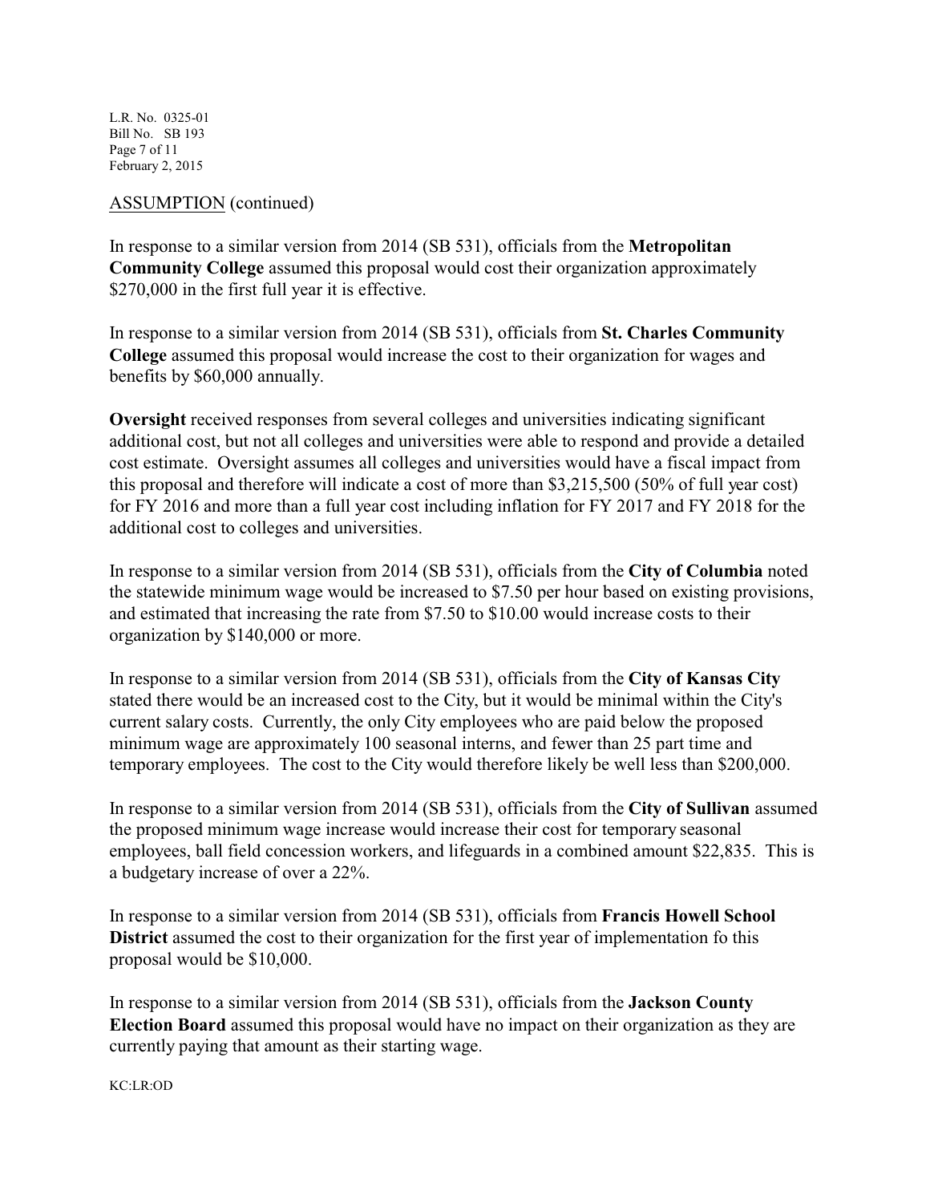ASSUMPTION (continued)

In response to a similar version from 2014 (SB 531), officials from the **Metropolitan Community College** assumed this proposal would cost their organization approximately $270,000 in the first full year it is effective.

In response to a similar version from 2014 (SB 531), officials from **St. Charles Community College** assumed this proposal would increase the cost to their organization for wages and benefits by $60,000 annually.

**Oversight** received responses from several colleges and universities indicating significant additional cost, but not all colleges and universities were able to respond and provide a detailed cost estimate. Oversight assumes all colleges and universities would have a fiscal impact from this proposal and therefore will indicate a cost of more than $3,215,500 (50% of full year cost) for FY 2016 and more than a full year cost including inflation for FY 2017 and FY 2018 for the additional cost to colleges and universities.

In response to a similar version from 2014 (SB 531), officials from the **City of Columbia** noted the statewide minimum wage would be increased to $7.50 per hour based on existing provisions, and estimated that increasing the rate from $7.50 to $10.00 would increase costs to their organization by $140,000 or more.

In response to a similar version from 2014 (SB 531), officials from the **City of Kansas City** stated there would be an increased cost to the City, but it would be minimal within the City's current salary costs. Currently, the only City employees who are paid below the proposed minimum wage are approximately 100 seasonal interns, and fewer than 25 part time and temporary employees. The cost to the City would therefore likely be well less than $200,000.

In response to a similar version from 2014 (SB 531), officials from the **City of Sullivan** assumed the proposed minimum wage increase would increase their cost for temporary seasonal employees, ball field concession workers, and lifeguards in a combined amount $22,835. This is a budgetary increase of over a 22%.

In response to a similar version from 2014 (SB 531), officials from **Francis Howell School District** assumed the cost to their organization for the first year of implementation fo this proposal would be $10,000.

In response to a similar version from 2014 (SB 531), officials from the **Jackson County Election Board** assumed this proposal would have no impact on their organization as they are currently paying that amount as their starting wage.

KC:LR:OD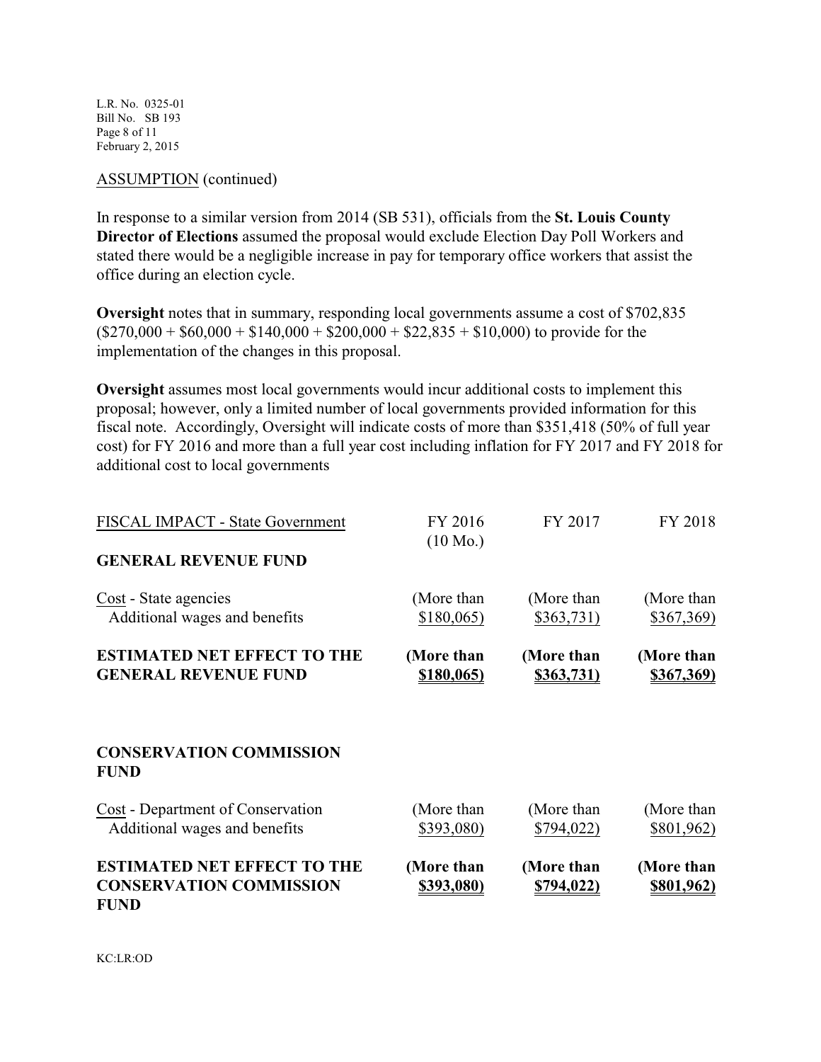ASSUMPTION (continued)

In response to a similar version from 2014 (SB 531), officials from the **St. Louis County Director of Elections** assumed the proposal would exclude Election Day Poll Workers and stated there would be a negligible increase in pay for temporary office workers that assist the office during an election cycle.

**Oversight** notes that in summary, responding local governments assume a cost of $702,835 ($270,000 + $60,000 + $140,000 + $200,000 + $22,835 + $10,000) to provide for the implementation of the changes in this proposal.

**Oversight** assumes most local governments would incur additional costs to implement this proposal; however, only a limited number of local governments provided information for this fiscal note. Accordingly, Oversight will indicate costs of more than $351,418 (50% of full year cost) for FY 2016 and more than a full year cost including inflation for FY 2017 and FY 2018 for additional cost to local governments

| FISCAL IMPACT - State Government | FY 2016 (10 Mo.) | FY 2017 | FY 2018 |
|---|---|---|---|
| **GENERAL REVENUE FUND** | | | |
| Cost - State agencies<br>Additional wages and benefits | (More than $180,065) | (More than $363,731) | (More than $367,369) |
| **ESTIMATED NET EFFECT TO THE GENERAL REVENUE FUND** | **(More than $180,065)** | **(More than $363,731)** | **(More than $367,369)** |
| | | | |
| **CONSERVATION COMMISSION FUND** | | | |
| Cost - Department of Conservation<br>Additional wages and benefits | (More than $393,080) | (More than $794,022) | (More than $801,962) |
| **ESTIMATED NET EFFECT TO THE CONSERVATION COMMISSION FUND** | **(More than $393,080)** | **(More than $794,022)** | **(More than $801,962)** |

KC:LR:OD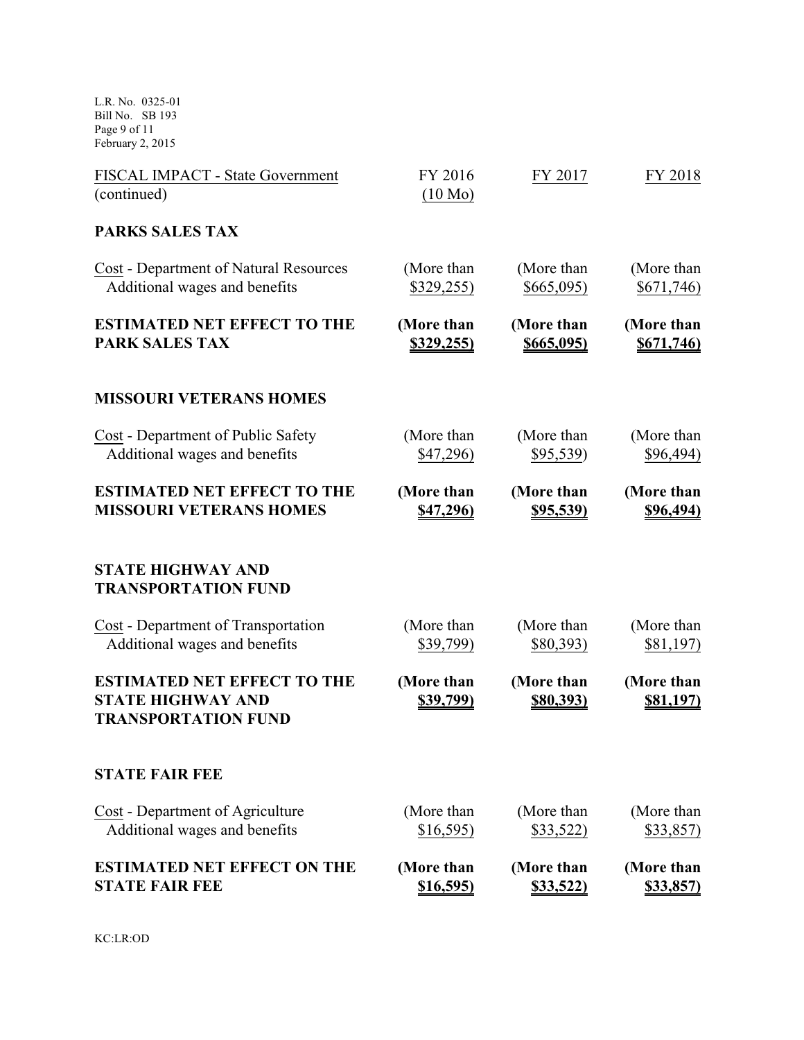| FISCAL IMPACT - State Government (continued) | FY 2016 (10 Mo) | FY 2017 | FY 2018 |
|---|---|---|---|
| **PARKS SALES TAX** | | | |
| Cost - Department of Natural Resources Additional wages and benefits | (More than $329,255) | (More than $665,095) | (More than $671,746) |
| **ESTIMATED NET EFFECT TO THE PARK SALES TAX** | **(More than $329,255)** | **(More than $665,095)** | **(More than $671,746)** |
| **MISSOURI VETERANS HOMES** | | | |
| Cost - Department of Public Safety Additional wages and benefits | (More than $47,296) | (More than $95,539) | (More than $96,494) |
| **ESTIMATED NET EFFECT TO THE MISSOURI VETERANS HOMES** | **(More than $47,296)** | **(More than $95,539)** | **(More than $96,494)** |
| **STATE HIGHWAY AND TRANSPORTATION FUND** | | | |
| Cost - Department of Transportation Additional wages and benefits | (More than $39,799) | (More than $80,393) | (More than $81,197) |
| **ESTIMATED NET EFFECT TO THE STATE HIGHWAY AND TRANSPORTATION FUND** | **(More than $39,799)** | **(More than $80,393)** | **(More than $81,197)** |
| **STATE FAIR FEE** | | | |
| Cost - Department of Agriculture Additional wages and benefits | (More than $16,595) | (More than $33,522) | (More than $33,857) |
| **ESTIMATED NET EFFECT ON THE STATE FAIR FEE** | **(More than $16,595)** | **(More than $33,522)** | **(More than $33,857)** |

KC:LR:OD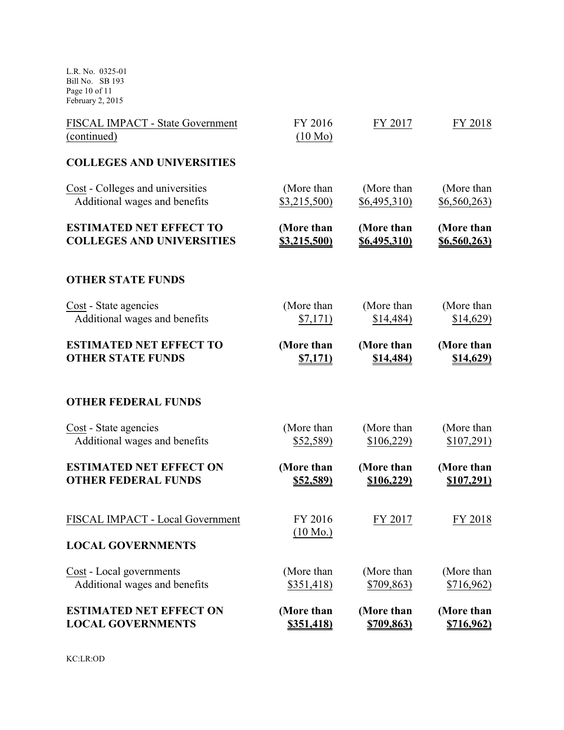| FISCAL IMPACT - State Government (continued) | FY 2016 (10 Mo) | FY 2017 | FY 2018 |
|---|---|---|---|
| **COLLEGES AND UNIVERSITIES** | | | |
| Cost - Colleges and universities Additional wages and benefits | (More than $3,215,500) | (More than $6,495,310) | (More than $6,560,263) |
| **ESTIMATED NET EFFECT TO COLLEGES AND UNIVERSITIES** | **(More than $3,215,500)** | **(More than $6,495,310)** | **(More than $6,560,263)** |
| | | | |
| **OTHER STATE FUNDS** | | | |
| Cost - State agencies Additional wages and benefits | (More than $7,171) | (More than $14,484) | (More than $14,629) |
| **ESTIMATED NET EFFECT TO OTHER STATE FUNDS** | **(More than $7,171)** | **(More than $14,484)** | **(More than $14,629)** |
| | | | |
| **OTHER FEDERAL FUNDS** | | | |
| Cost - State agencies Additional wages and benefits | (More than $52,589) | (More than $106,229) | (More than $107,291) |
| **ESTIMATED NET EFFECT ON OTHER FEDERAL FUNDS** | **(More than $52,589)** | **(More than $106,229)** | **(More than $107,291)** |

| FISCAL IMPACT - Local Government | FY 2016 (10 Mo.) | FY 2017 | FY 2018 |
|---|---|---|---|
| **LOCAL GOVERNMENTS** | | | |
| Cost - Local governments Additional wages and benefits | (More than $351,418) | (More than $709,863) | (More than $716,962) |
| **ESTIMATED NET EFFECT ON LOCAL GOVERNMENTS** | **(More than $351,418)** | **(More than $709,863)** | **(More than $716,962)** |

KC:LR:OD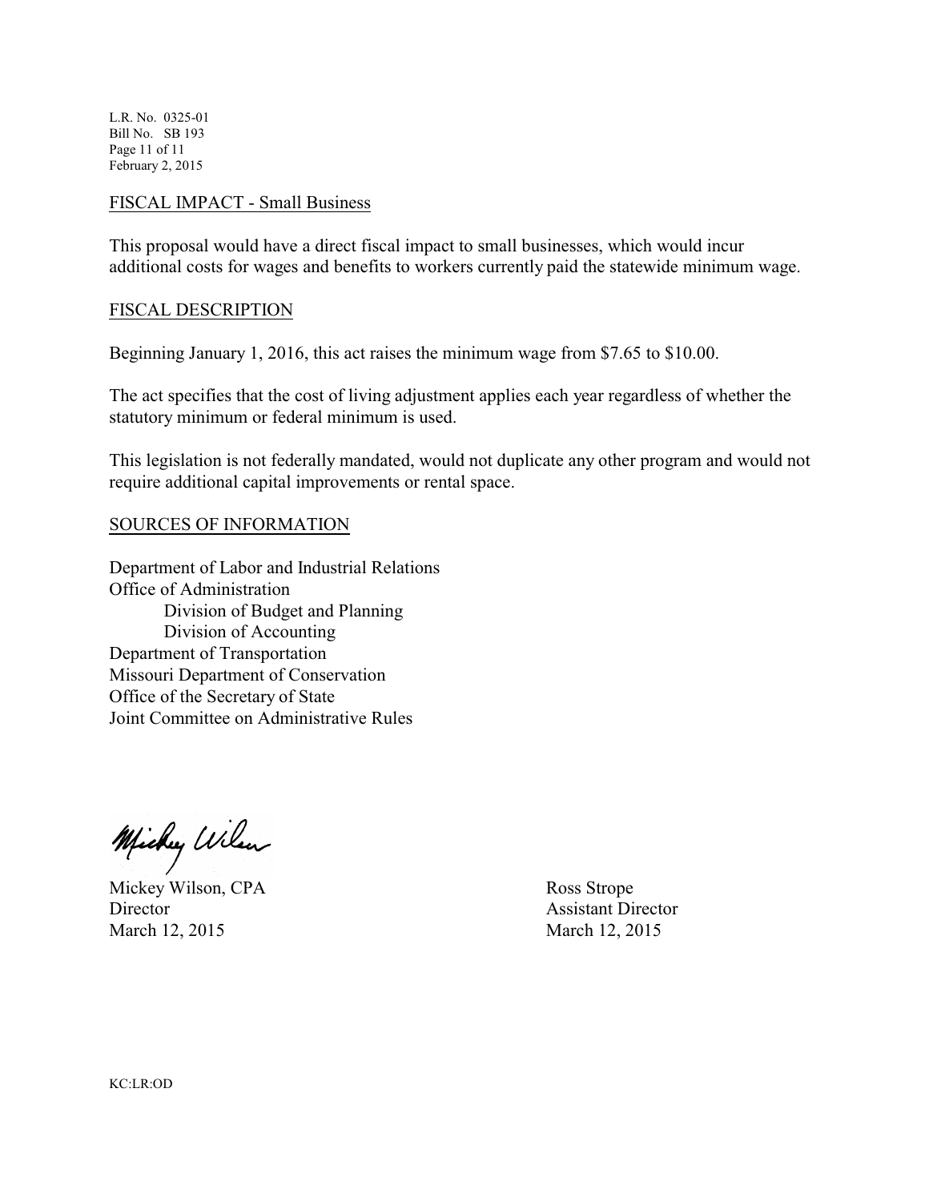## FISCAL IMPACT - Small Business

This proposal would have a direct fiscal impact to small businesses, which would incur additional costs for wages and benefits to workers currently paid the statewide minimum wage.

## FISCAL DESCRIPTION

Beginning January 1, 2016, this act raises the minimum wage from $7.65 to $10.00.

The act specifies that the cost of living adjustment applies each year regardless of whether the statutory minimum or federal minimum is used.

This legislation is not federally mandated, would not duplicate any other program and would not require additional capital improvements or rental space.

## SOURCES OF INFORMATION

Department of Labor and Industrial Relations
Office of Administration
- Division of Budget and Planning
- Division of Accounting

Department of Transportation
Missouri Department of Conservation
Office of the Secretary of State
Joint Committee on Administrative Rules

Mickey Wilson, CPA
Director
March 12, 2015

Ross Strope
Assistant Director
March 12, 2015

KC:LR:OD